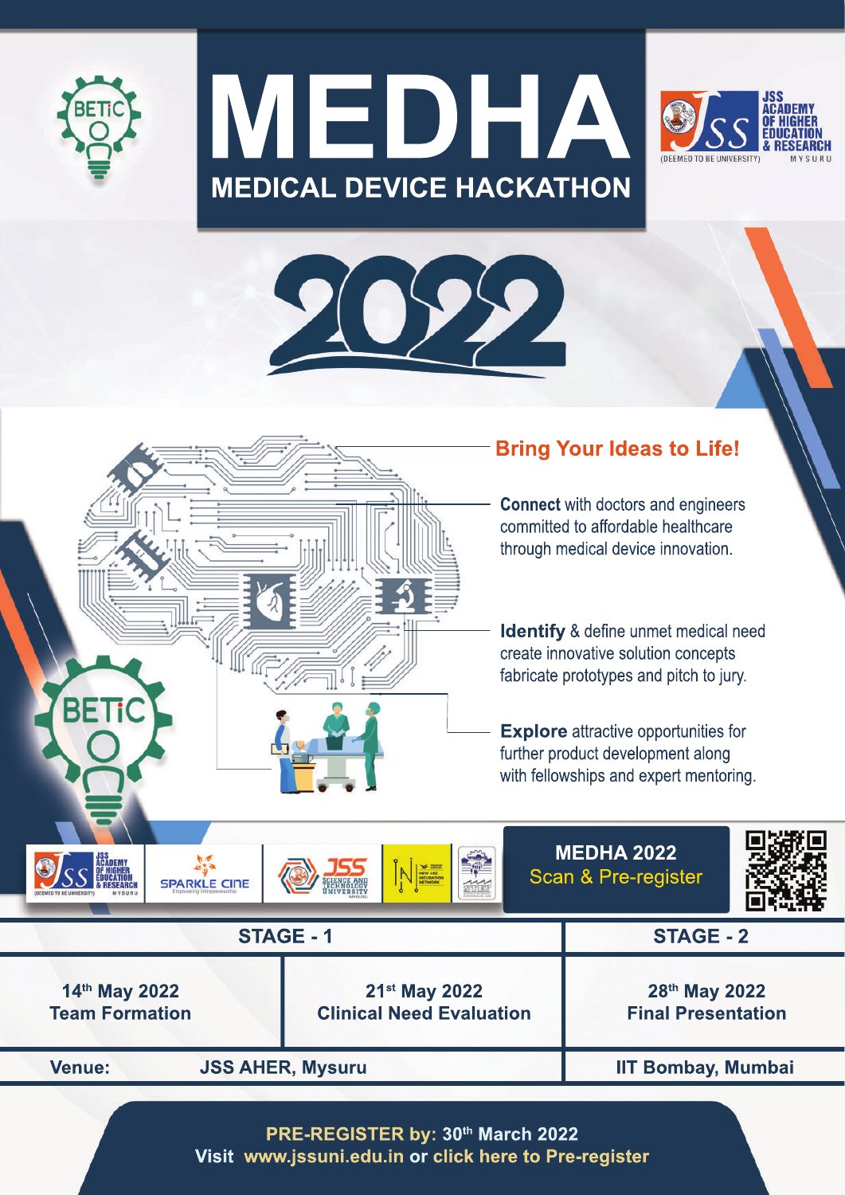# MEDHA

## MEDICAL DEVICE HACKATHON

# 2022

### Bring Your Ideas to Life!

**Connect** with doctors and engineers committed to affordable healthcare through medical device innovation.

**Identify** & define unmet medical need create innovative solution concepts fabricate prototypes and pitch to jury.

**Explore** attractive opportunities for further product development along with fellowships and expert mentoring.

**MEDHA 2022**
Scan & Pre-register

| STAGE - 1 | | STAGE - 2 |
|---|---|---|
| 14th May 2022<br>Team Formation | 21st May 2022<br>Clinical Need Evaluation | 28th May 2022<br>Final Presentation |
| Venue: JSS AHER, Mysuru | | IIT Bombay, Mumbai |

**PRE-REGISTER by: 30th March 2022**

**Visit www.jssuni.edu.in or click here to Pre-register**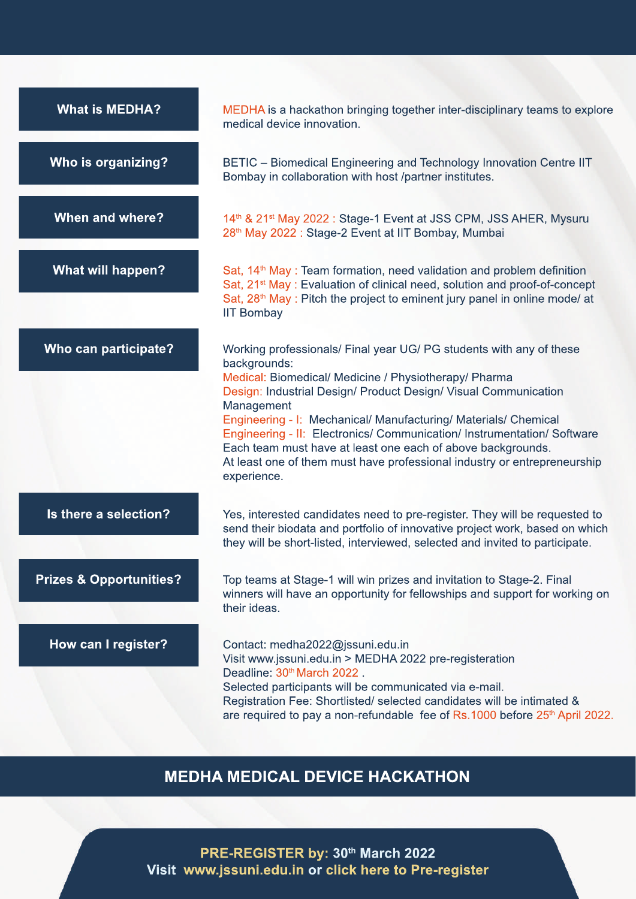## What is MEDHA?

MEDHA is a hackathon bringing together inter-disciplinary teams to explore medical device innovation.

## Who is organizing?

BETIC – Biomedical Engineering and Technology Innovation Centre IIT Bombay in collaboration with host /partner institutes.

## When and where?

14th & 21st May 2022 : Stage-1 Event at JSS CPM, JSS AHER, Mysuru
28th May 2022 : Stage-2 Event at IIT Bombay, Mumbai

## What will happen?

Sat, 14th May : Team formation, need validation and problem definition
Sat, 21st May : Evaluation of clinical need, solution and proof-of-concept
Sat, 28th May : Pitch the project to eminent jury panel in online mode/ at IIT Bombay

## Who can participate?

Working professionals/ Final year UG/ PG students with any of these backgrounds:
Medical: Biomedical/ Medicine / Physiotherapy/ Pharma
Design: Industrial Design/ Product Design/ Visual Communication Management
Engineering - I: Mechanical/ Manufacturing/ Materials/ Chemical
Engineering - II: Electronics/ Communication/ Instrumentation/ Software
Each team must have at least one each of above backgrounds.
At least one of them must have professional industry or entrepreneurship experience.

## Is there a selection?

Yes, interested candidates need to pre-register. They will be requested to send their biodata and portfolio of innovative project work, based on which they will be short-listed, interviewed, selected and invited to participate.

## Prizes & Opportunities?

Top teams at Stage-1 will win prizes and invitation to Stage-2. Final winners will have an opportunity for fellowships and support for working on their ideas.

## How can I register?

Contact: medha2022@jssuni.edu.in
Visit www.jssuni.edu.in > MEDHA 2022 pre-registeration
Deadline: 30th March 2022 .
Selected participants will be communicated via e-mail.
Registration Fee: Shortlisted/ selected candidates will be intimated & are required to pay a non-refundable fee of Rs.1000 before 25th April 2022.

# MEDHA MEDICAL DEVICE HACKATHON

**PRE-REGISTER by: 30th March 2022**
**Visit www.jssuni.edu.in or click here to Pre-register**